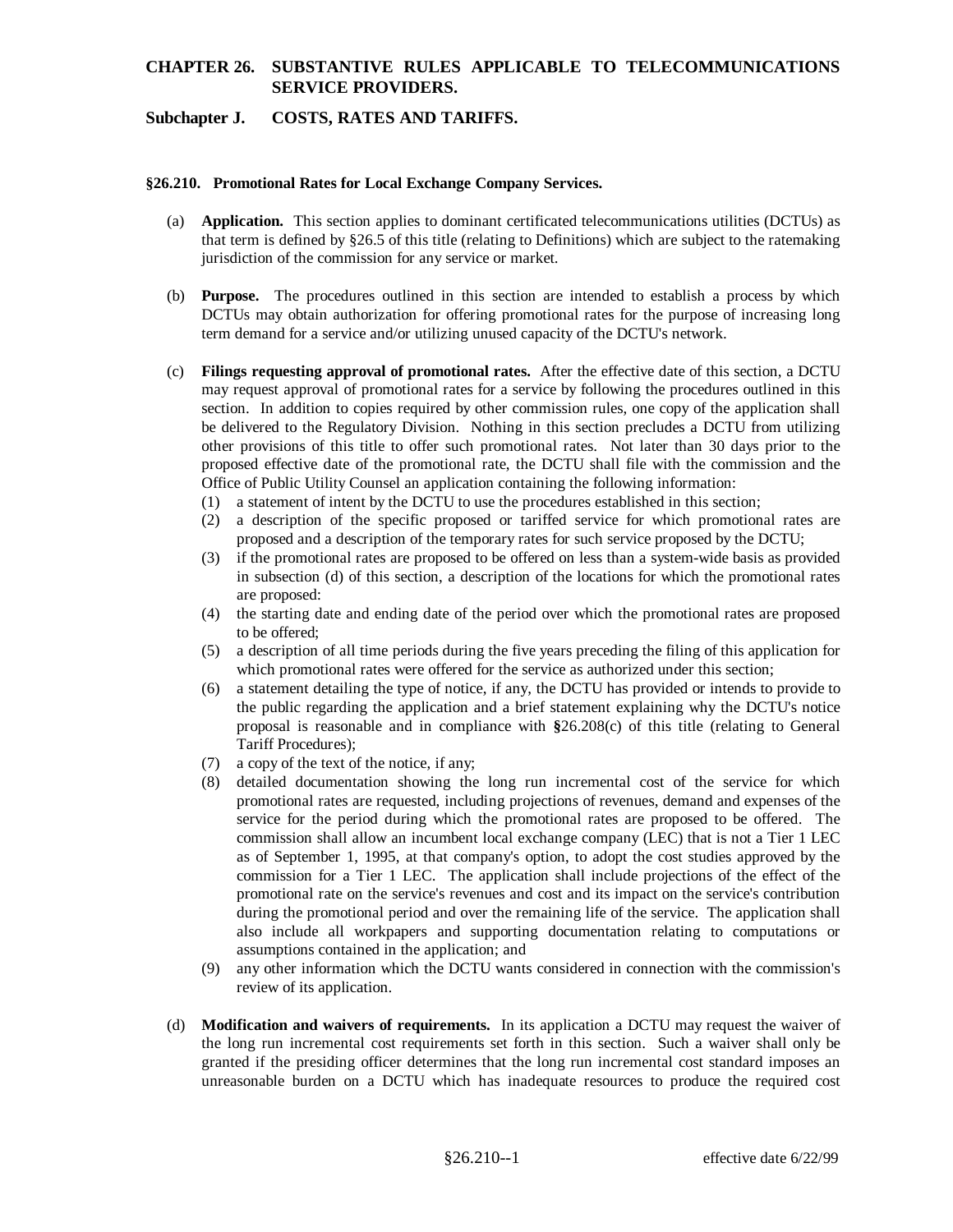# CHAPTER 26. SUBSTANTIVE RULES APPLICABLE TO TELECOMMUNICATIONS SERVICE PROVIDERS.

## Subchapter J. COSTS, RATES AND TARIFFS.

### §26.210. Promotional Rates for Local Exchange Company Services.

(a) **Application.** This section applies to dominant certificated telecommunications utilities (DCTUs) as that term is defined by §26.5 of this title (relating to Definitions) which are subject to the ratemaking jurisdiction of the commission for any service or market.

(b) **Purpose.** The procedures outlined in this section are intended to establish a process by which DCTUs may obtain authorization for offering promotional rates for the purpose of increasing long term demand for a service and/or utilizing unused capacity of the DCTU's network.

(c) **Filings requesting approval of promotional rates.** After the effective date of this section, a DCTU may request approval of promotional rates for a service by following the procedures outlined in this section. In addition to copies required by other commission rules, one copy of the application shall be delivered to the Regulatory Division. Nothing in this section precludes a DCTU from utilizing other provisions of this title to offer such promotional rates. Not later than 30 days prior to the proposed effective date of the promotional rate, the DCTU shall file with the commission and the Office of Public Utility Counsel an application containing the following information:

(1) a statement of intent by the DCTU to use the procedures established in this section;

(2) a description of the specific proposed or tariffed service for which promotional rates are proposed and a description of the temporary rates for such service proposed by the DCTU;

(3) if the promotional rates are proposed to be offered on less than a system-wide basis as provided in subsection (d) of this section, a description of the locations for which the promotional rates are proposed:

(4) the starting date and ending date of the period over which the promotional rates are proposed to be offered;

(5) a description of all time periods during the five years preceding the filing of this application for which promotional rates were offered for the service as authorized under this section;

(6) a statement detailing the type of notice, if any, the DCTU has provided or intends to provide to the public regarding the application and a brief statement explaining why the DCTU's notice proposal is reasonable and in compliance with §26.208(c) of this title (relating to General Tariff Procedures);

(7) a copy of the text of the notice, if any;

(8) detailed documentation showing the long run incremental cost of the service for which promotional rates are requested, including projections of revenues, demand and expenses of the service for the period during which the promotional rates are proposed to be offered. The commission shall allow an incumbent local exchange company (LEC) that is not a Tier 1 LEC as of September 1, 1995, at that company's option, to adopt the cost studies approved by the commission for a Tier 1 LEC. The application shall include projections of the effect of the promotional rate on the service's revenues and cost and its impact on the service's contribution during the promotional period and over the remaining life of the service. The application shall also include all workpapers and supporting documentation relating to computations or assumptions contained in the application; and

(9) any other information which the DCTU wants considered in connection with the commission's review of its application.

(d) **Modification and waivers of requirements.** In its application a DCTU may request the waiver of the long run incremental cost requirements set forth in this section. Such a waiver shall only be granted if the presiding officer determines that the long run incremental cost standard imposes an unreasonable burden on a DCTU which has inadequate resources to produce the required cost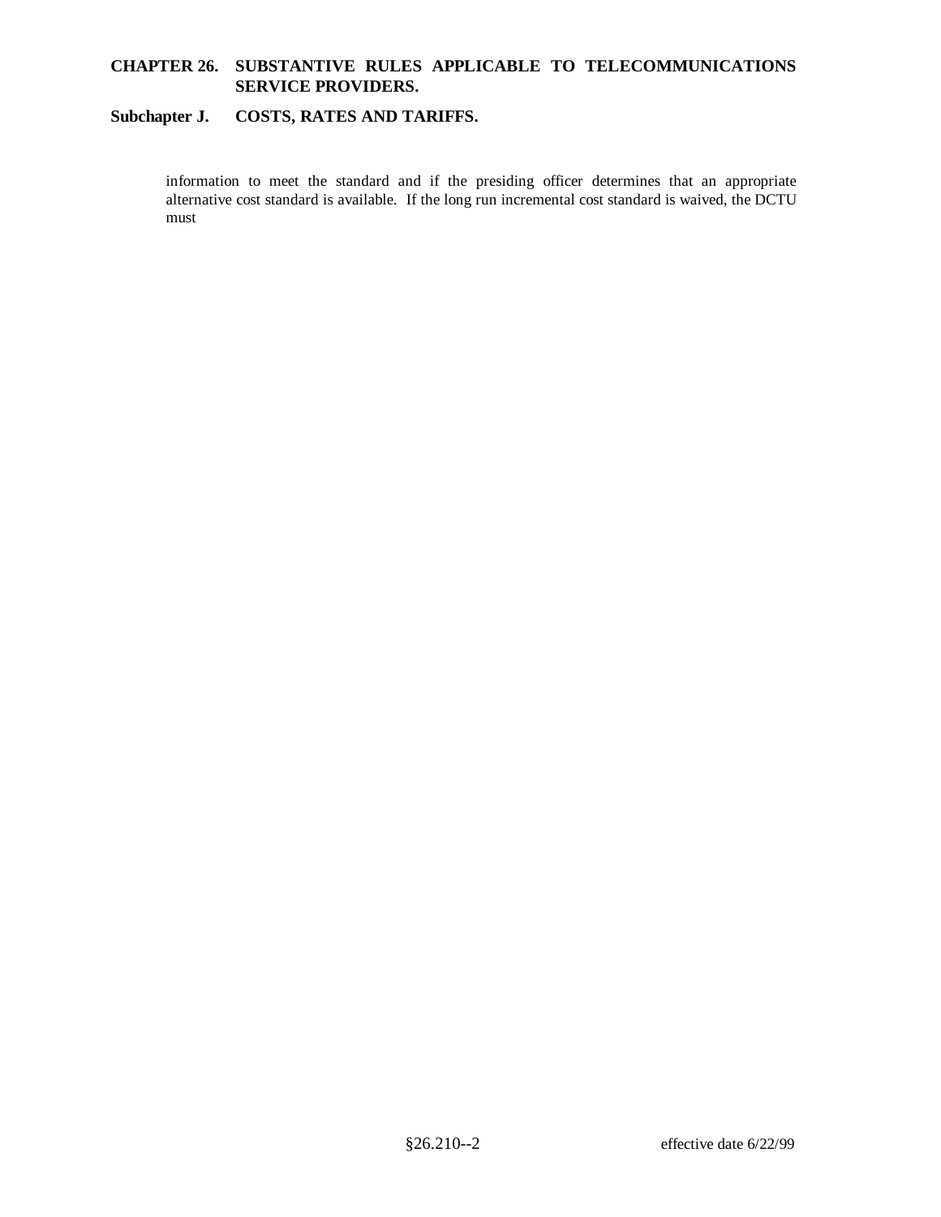information to meet the standard and if the presiding officer determines that an appropriate alternative cost standard is available. If the long run incremental cost standard is waived, the DCTU must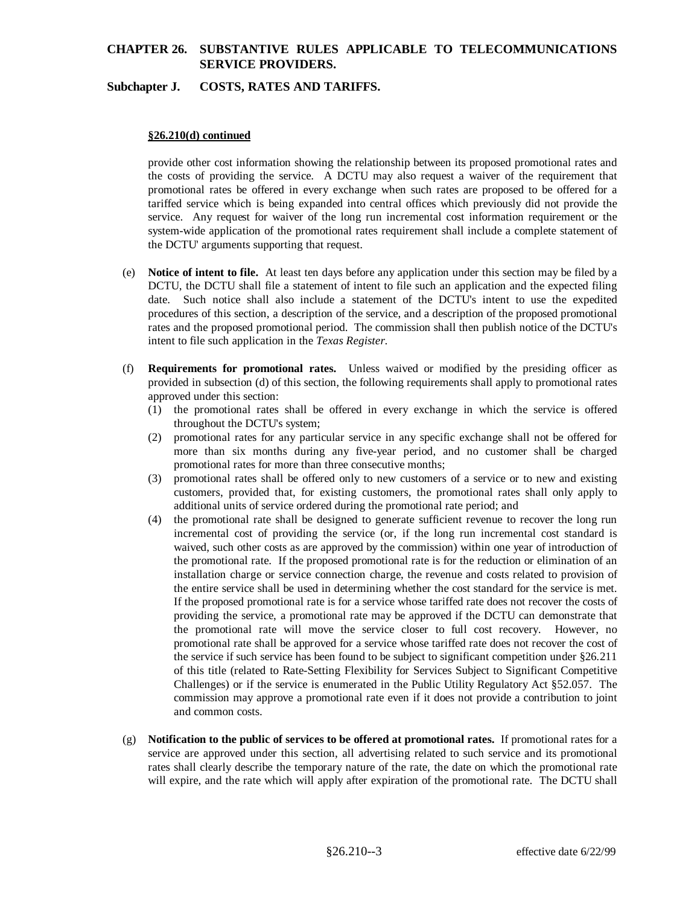**§26.210(d) continued**

provide other cost information showing the relationship between its proposed promotional rates and the costs of providing the service. A DCTU may also request a waiver of the requirement that promotional rates be offered in every exchange when such rates are proposed to be offered for a tariffed service which is being expanded into central offices which previously did not provide the service. Any request for waiver of the long run incremental cost information requirement or the system-wide application of the promotional rates requirement shall include a complete statement of the DCTU' arguments supporting that request.

(e) **Notice of intent to file.** At least ten days before any application under this section may be filed by a DCTU, the DCTU shall file a statement of intent to file such an application and the expected filing date. Such notice shall also include a statement of the DCTU's intent to use the expedited procedures of this section, a description of the service, and a description of the proposed promotional rates and the proposed promotional period. The commission shall then publish notice of the DCTU's intent to file such application in the *Texas Register*.

(f) **Requirements for promotional rates.** Unless waived or modified by the presiding officer as provided in subsection (d) of this section, the following requirements shall apply to promotional rates approved under this section:

(1) the promotional rates shall be offered in every exchange in which the service is offered throughout the DCTU's system;

(2) promotional rates for any particular service in any specific exchange shall not be offered for more than six months during any five-year period, and no customer shall be charged promotional rates for more than three consecutive months;

(3) promotional rates shall be offered only to new customers of a service or to new and existing customers, provided that, for existing customers, the promotional rates shall only apply to additional units of service ordered during the promotional rate period; and

(4) the promotional rate shall be designed to generate sufficient revenue to recover the long run incremental cost of providing the service (or, if the long run incremental cost standard is waived, such other costs as are approved by the commission) within one year of introduction of the promotional rate. If the proposed promotional rate is for the reduction or elimination of an installation charge or service connection charge, the revenue and costs related to provision of the entire service shall be used in determining whether the cost standard for the service is met. If the proposed promotional rate is for a service whose tariffed rate does not recover the costs of providing the service, a promotional rate may be approved if the DCTU can demonstrate that the promotional rate will move the service closer to full cost recovery. However, no promotional rate shall be approved for a service whose tariffed rate does not recover the cost of the service if such service has been found to be subject to significant competition under §26.211 of this title (related to Rate-Setting Flexibility for Services Subject to Significant Competitive Challenges) or if the service is enumerated in the Public Utility Regulatory Act §52.057. The commission may approve a promotional rate even if it does not provide a contribution to joint and common costs.

(g) **Notification to the public of services to be offered at promotional rates.** If promotional rates for a service are approved under this section, all advertising related to such service and its promotional rates shall clearly describe the temporary nature of the rate, the date on which the promotional rate will expire, and the rate which will apply after expiration of the promotional rate. The DCTU shall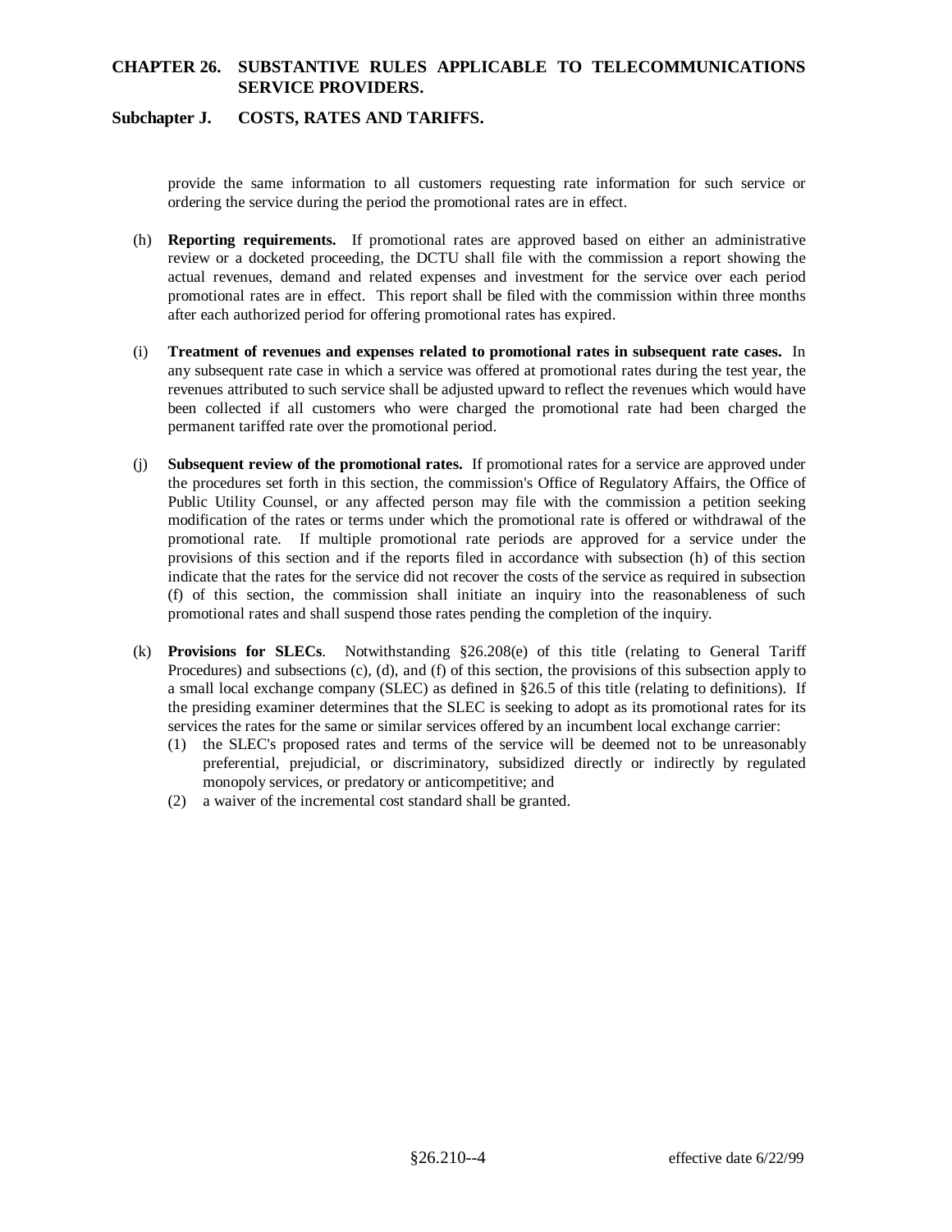provide the same information to all customers requesting rate information for such service or ordering the service during the period the promotional rates are in effect.

(h) **Reporting requirements.** If promotional rates are approved based on either an administrative review or a docketed proceeding, the DCTU shall file with the commission a report showing the actual revenues, demand and related expenses and investment for the service over each period promotional rates are in effect. This report shall be filed with the commission within three months after each authorized period for offering promotional rates has expired.

(i) **Treatment of revenues and expenses related to promotional rates in subsequent rate cases.** In any subsequent rate case in which a service was offered at promotional rates during the test year, the revenues attributed to such service shall be adjusted upward to reflect the revenues which would have been collected if all customers who were charged the promotional rate had been charged the permanent tariffed rate over the promotional period.

(j) **Subsequent review of the promotional rates.** If promotional rates for a service are approved under the procedures set forth in this section, the commission's Office of Regulatory Affairs, the Office of Public Utility Counsel, or any affected person may file with the commission a petition seeking modification of the rates or terms under which the promotional rate is offered or withdrawal of the promotional rate. If multiple promotional rate periods are approved for a service under the provisions of this section and if the reports filed in accordance with subsection (h) of this section indicate that the rates for the service did not recover the costs of the service as required in subsection (f) of this section, the commission shall initiate an inquiry into the reasonableness of such promotional rates and shall suspend those rates pending the completion of the inquiry.

(k) **Provisions for SLECs**. Notwithstanding §26.208(e) of this title (relating to General Tariff Procedures) and subsections (c), (d), and (f) of this section, the provisions of this subsection apply to a small local exchange company (SLEC) as defined in §26.5 of this title (relating to definitions). If the presiding examiner determines that the SLEC is seeking to adopt as its promotional rates for its services the rates for the same or similar services offered by an incumbent local exchange carrier:

(1) the SLEC's proposed rates and terms of the service will be deemed not to be unreasonably preferential, prejudicial, or discriminatory, subsidized directly or indirectly by regulated monopoly services, or predatory or anticompetitive; and

(2) a waiver of the incremental cost standard shall be granted.